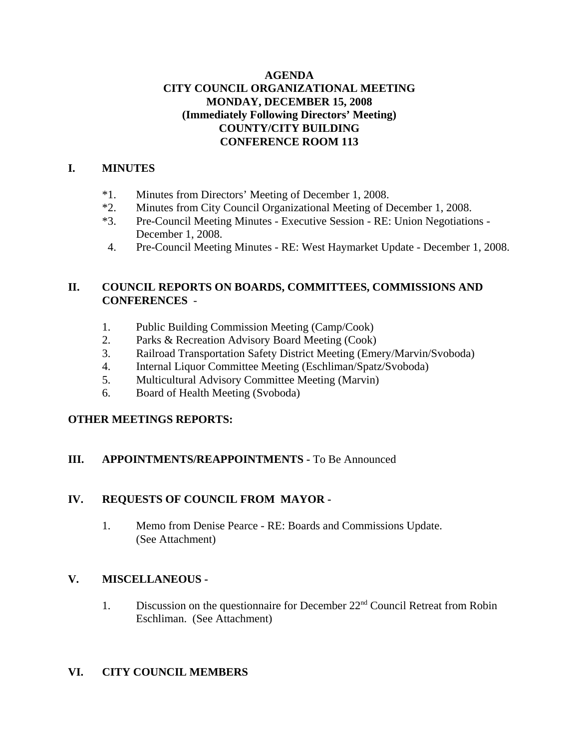# AGENDA
# CITY COUNCIL ORGANIZATIONAL MEETING
# MONDAY, DECEMBER 15, 2008
# (Immediately Following Directors' Meeting)
# COUNTY/CITY BUILDING
# CONFERENCE ROOM 113

## I. MINUTES

*1. Minutes from Directors' Meeting of December 1, 2008.
*2. Minutes from City Council Organizational Meeting of December 1, 2008.
*3. Pre-Council Meeting Minutes - Executive Session - RE: Union Negotiations - December 1, 2008.
4. Pre-Council Meeting Minutes - RE: West Haymarket Update - December 1, 2008.

## II. COUNCIL REPORTS ON BOARDS, COMMITTEES, COMMISSIONS AND CONFERENCES -

1. Public Building Commission Meeting (Camp/Cook)
2. Parks & Recreation Advisory Board Meeting (Cook)
3. Railroad Transportation Safety District Meeting (Emery/Marvin/Svoboda)
4. Internal Liquor Committee Meeting (Eschliman/Spatz/Svoboda)
5. Multicultural Advisory Committee Meeting (Marvin)
6. Board of Health Meeting (Svoboda)

**OTHER MEETINGS REPORTS:**

## III. APPOINTMENTS/REAPPOINTMENTS - To Be Announced

## IV. REQUESTS OF COUNCIL FROM MAYOR -

1. Memo from Denise Pearce - RE: Boards and Commissions Update. (See Attachment)

## V. MISCELLANEOUS -

1. Discussion on the questionnaire for December 22nd Council Retreat from Robin Eschliman. (See Attachment)

## VI. CITY COUNCIL MEMBERS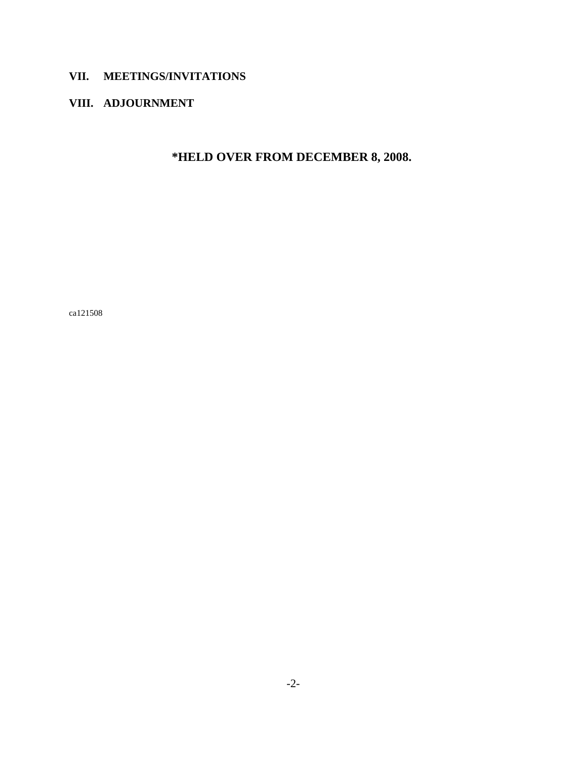**VII. MEETINGS/INVITATIONS**

**VIII. ADJOURNMENT**

**\*HELD OVER FROM DECEMBER 8, 2008.**

ca121508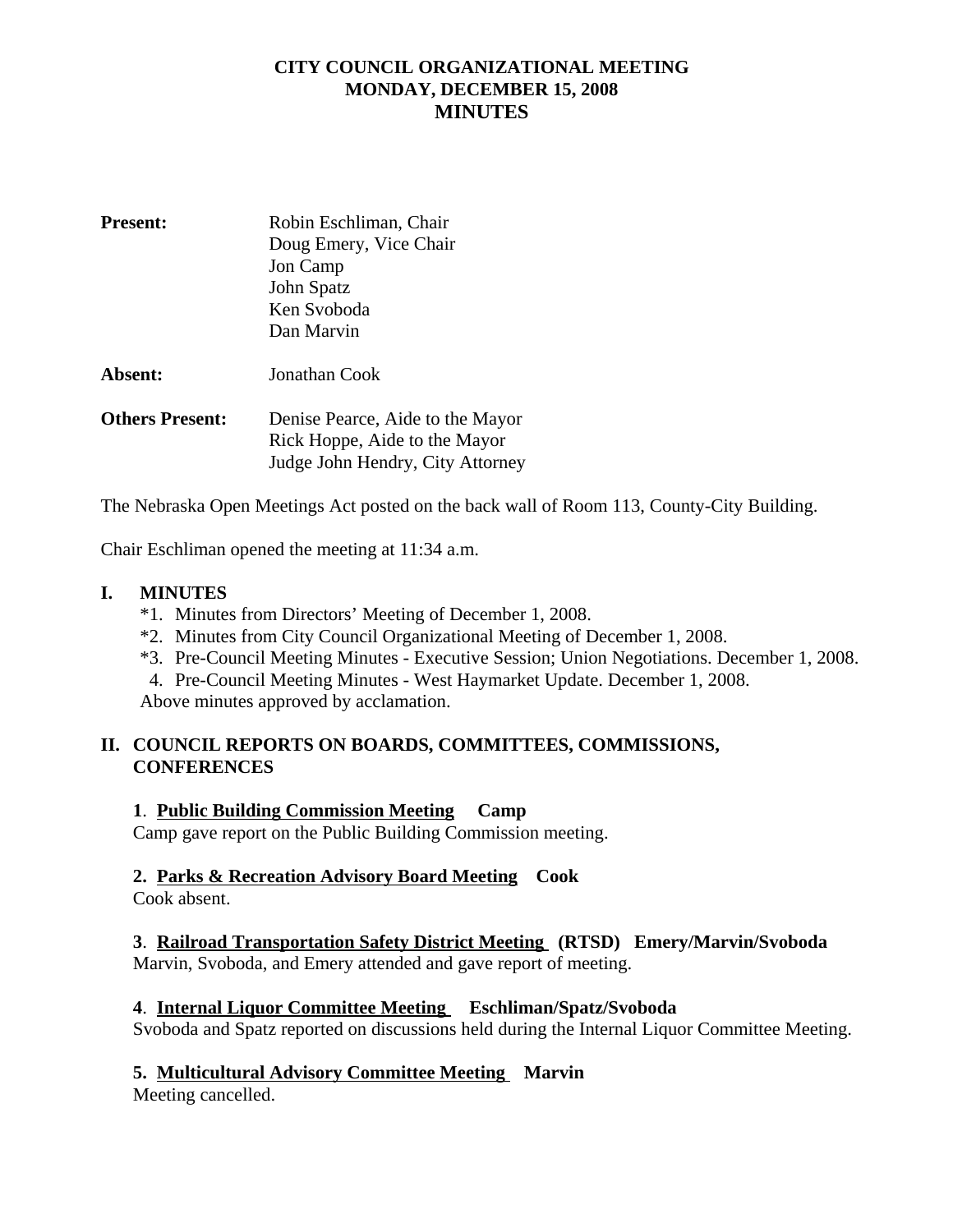# CITY COUNCIL ORGANIZATIONAL MEETING
# MONDAY, DECEMBER 15, 2008
# MINUTES

**Present:** Robin Eschliman, Chair
Doug Emery, Vice Chair
Jon Camp
John Spatz
Ken Svoboda
Dan Marvin

**Absent:** Jonathan Cook

**Others Present:** Denise Pearce, Aide to the Mayor
Rick Hoppe, Aide to the Mayor
Judge John Hendry, City Attorney

The Nebraska Open Meetings Act posted on the back wall of Room 113, County-City Building.

Chair Eschliman opened the meeting at 11:34 a.m.

## I. MINUTES

*1. Minutes from Directors' Meeting of December 1, 2008.
*2. Minutes from City Council Organizational Meeting of December 1, 2008.
*3. Pre-Council Meeting Minutes - Executive Session; Union Negotiations. December 1, 2008.
4. Pre-Council Meeting Minutes - West Haymarket Update. December 1, 2008.

Above minutes approved by acclamation.

## II. COUNCIL REPORTS ON BOARDS, COMMITTEES, COMMISSIONS, CONFERENCES

**1. Public Building Commission Meeting Camp**
Camp gave report on the Public Building Commission meeting.

**2. Parks & Recreation Advisory Board Meeting Cook**
Cook absent.

**3. Railroad Transportation Safety District Meeting (RTSD) Emery/Marvin/Svoboda**
Marvin, Svoboda, and Emery attended and gave report of meeting.

**4. Internal Liquor Committee Meeting Eschliman/Spatz/Svoboda**
Svoboda and Spatz reported on discussions held during the Internal Liquor Committee Meeting.

**5. Multicultural Advisory Committee Meeting Marvin**
Meeting cancelled.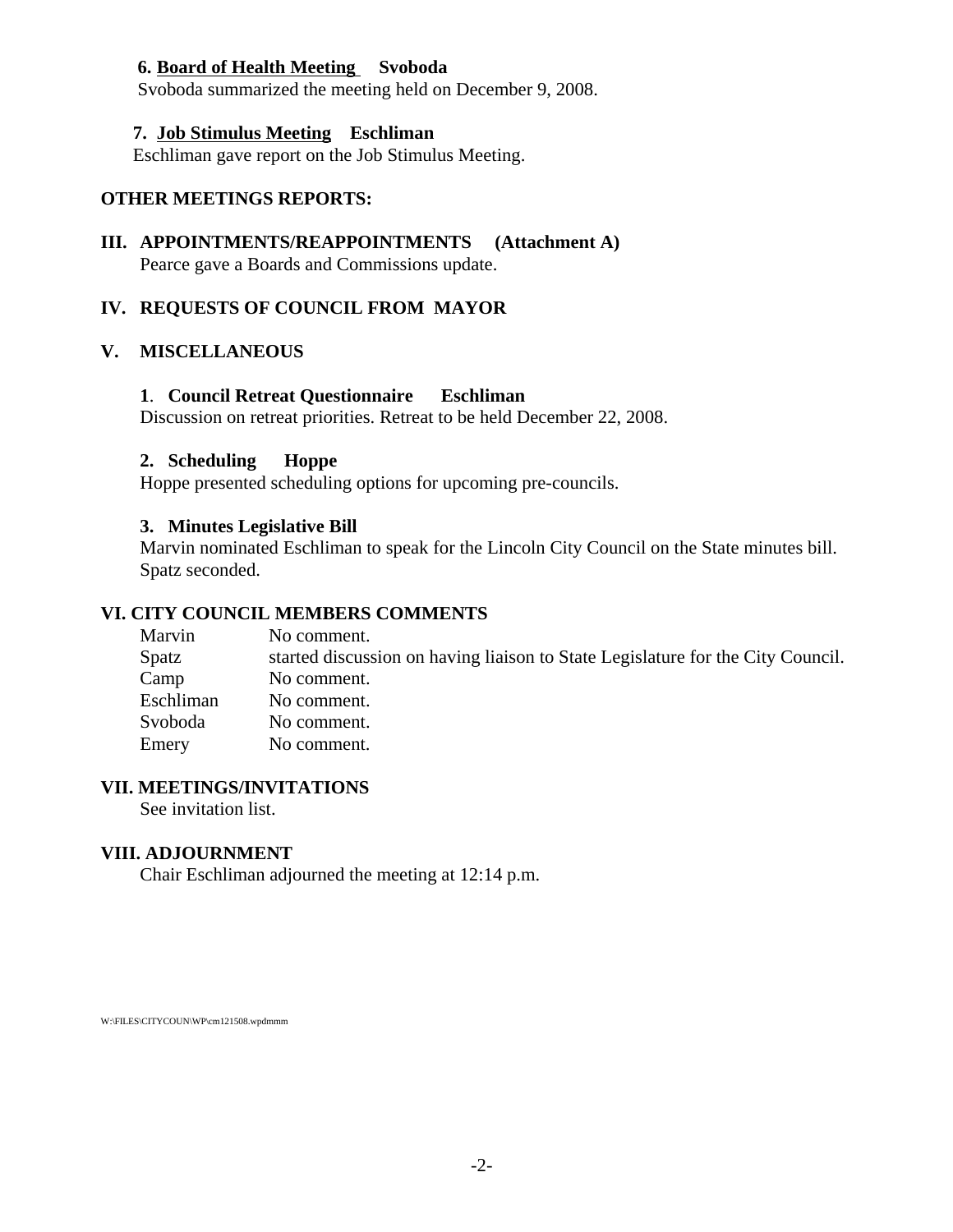**6. <u>Board of Health Meeting</u> Svoboda**

Svoboda summarized the meeting held on December 9, 2008.

**7. <u>Job Stimulus Meeting</u> Eschliman**

Eschliman gave report on the Job Stimulus Meeting.

**OTHER MEETINGS REPORTS:**

## III. APPOINTMENTS/REAPPOINTMENTS (Attachment A)

Pearce gave a Boards and Commissions update.

## IV. REQUESTS OF COUNCIL FROM MAYOR

## V. MISCELLANEOUS

**1. Council Retreat Questionnaire Eschliman**

Discussion on retreat priorities. Retreat to be held December 22, 2008.

**2. Scheduling Hoppe**

Hoppe presented scheduling options for upcoming pre-councils.

**3. Minutes Legislative Bill**

Marvin nominated Eschliman to speak for the Lincoln City Council on the State minutes bill. Spatz seconded.

## VI. CITY COUNCIL MEMBERS COMMENTS

| | |
|---|---|
| Marvin | No comment. |
| Spatz | started discussion on having liaison to State Legislature for the City Council. |
| Camp | No comment. |
| Eschliman | No comment. |
| Svoboda | No comment. |
| Emery | No comment. |

## VII. MEETINGS/INVITATIONS

See invitation list.

## VIII. ADJOURNMENT

Chair Eschliman adjourned the meeting at 12:14 p.m.

W:\FILES\CITYCOUN\WP\cm121508.wpdmmm